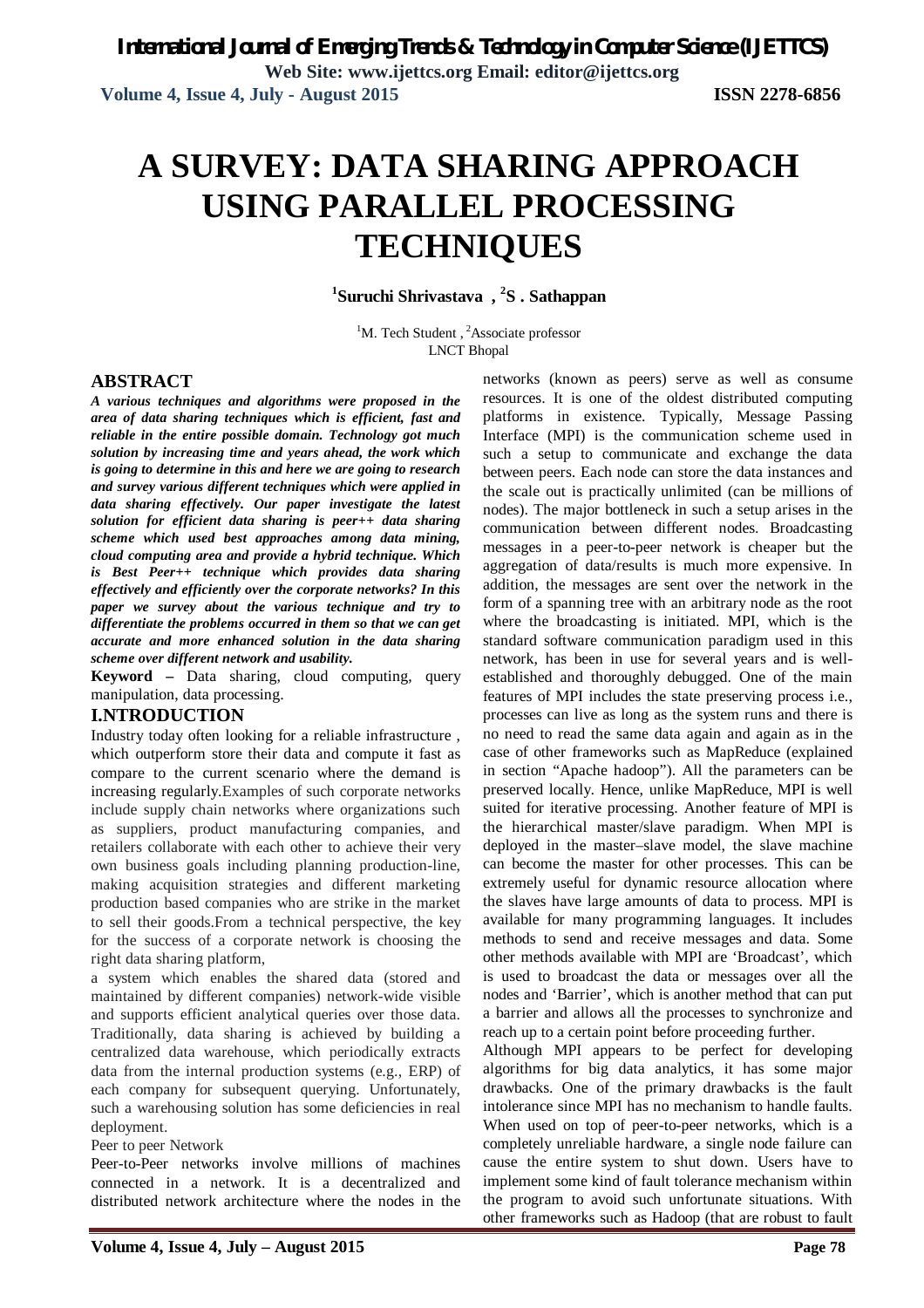# A SURVEY: DATA SHARING APPROACH USING PARALLEL PROCESSING TECHNIQUES

**[1]Suruchi Shrivastava , [2]S . Sathappan**

[1]M. Tech Student , [2]Associate professor
LNCT Bhopal

## ABSTRACT

***A various techniques and algorithms were proposed in the area of data sharing techniques which is efficient, fast and reliable in the entire possible domain. Technology got much solution by increasing time and years ahead, the work which is going to determine in this and here we are going to research and survey various different techniques which were applied in data sharing effectively. Our paper investigate the latest solution for efficient data sharing is peer++ data sharing scheme which used best approaches among data mining, cloud computing area and provide a hybrid technique. Which is Best Peer++ technique which provides data sharing effectively and efficiently over the corporate networks? In this paper we survey about the various technique and try to differentiate the problems occurred in them so that we can get accurate and more enhanced solution in the data sharing scheme over different network and usability.***

**Keyword –** Data sharing, cloud computing, query manipulation, data processing.

## I.NTRODUCTION

Industry today often looking for a reliable infrastructure , which outperform store their data and compute it fast as compare to the current scenario where the demand is increasing regularly.Examples of such corporate networks include supply chain networks where organizations such as suppliers, product manufacturing companies, and retailers collaborate with each other to achieve their very own business goals including planning production-line, making acquisition strategies and different marketing production based companies who are strike in the market to sell their goods.From a technical perspective, the key for the success of a corporate network is choosing the right data sharing platform,

a system which enables the shared data (stored and maintained by different companies) network-wide visible and supports efficient analytical queries over those data. Traditionally, data sharing is achieved by building a centralized data warehouse, which periodically extracts data from the internal production systems (e.g., ERP) of each company for subsequent querying. Unfortunately, such a warehousing solution has some deficiencies in real deployment.

Peer to peer Network

Peer-to-Peer networks involve millions of machines connected in a network. It is a decentralized and distributed network architecture where the nodes in the networks (known as peers) serve as well as consume resources. It is one of the oldest distributed computing platforms in existence. Typically, Message Passing Interface (MPI) is the communication scheme used in such a setup to communicate and exchange the data between peers. Each node can store the data instances and the scale out is practically unlimited (can be millions of nodes). The major bottleneck in such a setup arises in the communication between different nodes. Broadcasting messages in a peer-to-peer network is cheaper but the aggregation of data/results is much more expensive. In addition, the messages are sent over the network in the form of a spanning tree with an arbitrary node as the root where the broadcasting is initiated. MPI, which is the standard software communication paradigm used in this network, has been in use for several years and is well-established and thoroughly debugged. One of the main features of MPI includes the state preserving process i.e., processes can live as long as the system runs and there is no need to read the same data again and again as in the case of other frameworks such as MapReduce (explained in section "Apache hadoop"). All the parameters can be preserved locally. Hence, unlike MapReduce, MPI is well suited for iterative processing. Another feature of MPI is the hierarchical master/slave paradigm. When MPI is deployed in the master–slave model, the slave machine can become the master for other processes. This can be extremely useful for dynamic resource allocation where the slaves have large amounts of data to process. MPI is available for many programming languages. It includes methods to send and receive messages and data. Some other methods available with MPI are 'Broadcast', which is used to broadcast the data or messages over all the nodes and 'Barrier', which is another method that can put a barrier and allows all the processes to synchronize and reach up to a certain point before proceeding further.

Although MPI appears to be perfect for developing algorithms for big data analytics, it has some major drawbacks. One of the primary drawbacks is the fault intolerance since MPI has no mechanism to handle faults. When used on top of peer-to-peer networks, which is a completely unreliable hardware, a single node failure can cause the entire system to shut down. Users have to implement some kind of fault tolerance mechanism within the program to avoid such unfortunate situations. With other frameworks such as Hadoop (that are robust to fault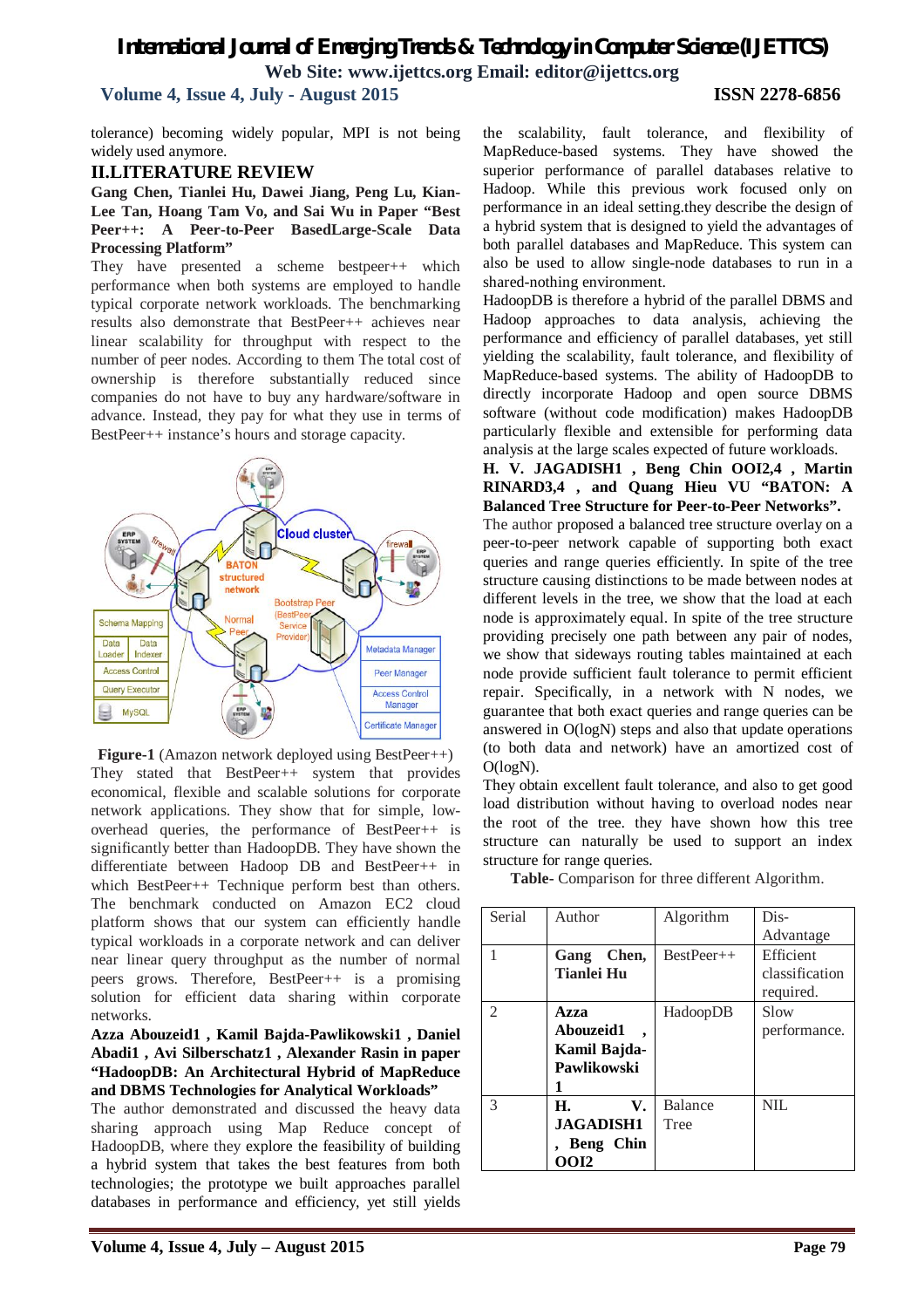tolerance) becoming widely popular, MPI is not being widely used anymore.

## II.LITERATURE REVIEW

**Gang Chen, Tianlei Hu, Dawei Jiang, Peng Lu, Kian-Lee Tan, Hoang Tam Vo, and Sai Wu in Paper "Best Peer++: A Peer-to-Peer BasedLarge-Scale Data Processing Platform"**

They have presented a scheme bestpeer++ which performance when both systems are employed to handle typical corporate network workloads. The benchmarking results also demonstrate that BestPeer++ achieves near linear scalability for throughput with respect to the number of peer nodes. According to them The total cost of ownership is therefore substantially reduced since companies do not have to buy any hardware/software in advance. Instead, they pay for what they use in terms of BestPeer++ instance's hours and storage capacity.

**Figure-1** (Amazon network deployed using BestPeer++)

They stated that BestPeer++ system that provides economical, flexible and scalable solutions for corporate network applications. They show that for simple, low-overhead queries, the performance of BestPeer++ is significantly better than HadoopDB. They have shown the differentiate between Hadoop DB and BestPeer++ in which BestPeer++ Technique perform best than others. The benchmark conducted on Amazon EC2 cloud platform shows that our system can efficiently handle typical workloads in a corporate network and can deliver near linear query throughput as the number of normal peers grows. Therefore, BestPeer++ is a promising solution for efficient data sharing within corporate networks.

**Azza Abouzeid1 , Kamil Bajda-Pawlikowski1 , Daniel Abadi1 , Avi Silberschatz1 , Alexander Rasin in paper "HadoopDB: An Architectural Hybrid of MapReduce and DBMS Technologies for Analytical Workloads"**

The author demonstrated and discussed the heavy data sharing approach using Map Reduce concept of HadoopDB, where they explore the feasibility of building a hybrid system that takes the best features from both technologies; the prototype we built approaches parallel databases in performance and efficiency, yet still yields the scalability, fault tolerance, and flexibility of MapReduce-based systems. They have showed the superior performance of parallel databases relative to Hadoop. While this previous work focused only on performance in an ideal setting.they describe the design of a hybrid system that is designed to yield the advantages of both parallel databases and MapReduce. This system can also be used to allow single-node databases to run in a shared-nothing environment.

HadoopDB is therefore a hybrid of the parallel DBMS and Hadoop approaches to data analysis, achieving the performance and efficiency of parallel databases, yet still yielding the scalability, fault tolerance, and flexibility of MapReduce-based systems. The ability of HadoopDB to directly incorporate Hadoop and open source DBMS software (without code modification) makes HadoopDB particularly flexible and extensible for performing data analysis at the large scales expected of future workloads.

**H. V. JAGADISH1 , Beng Chin OOI2,4 , Martin RINARD3,4 , and Quang Hieu VU "BATON: A Balanced Tree Structure for Peer-to-Peer Networks".**

The author proposed a balanced tree structure overlay on a peer-to-peer network capable of supporting both exact queries and range queries efficiently. In spite of the tree structure causing distinctions to be made between nodes at different levels in the tree, we show that the load at each node is approximately equal. In spite of the tree structure providing precisely one path between any pair of nodes, we show that sideways routing tables maintained at each node provide sufficient fault tolerance to permit efficient repair. Specifically, in a network with N nodes, we guarantee that both exact queries and range queries can be answered in O(logN) steps and also that update operations (to both data and network) have an amortized cost of O(logN).

They obtain excellent fault tolerance, and also to get good load distribution without having to overload nodes near the root of the tree. they have shown how this tree structure can naturally be used to support an index structure for range queries.

**Table**- Comparison for three different Algorithm.

| Serial | Author | Algorithm | Dis-Advantage |
|---|---|---|---|
| 1 | **Gang Chen, Tianlei Hu** | BestPeer++ | Efficient classification required. |
| 2 | **Azza Abouzeid1 , Kamil Bajda-Pawlikowski 1** | HadoopDB | Slow performance. |
| 3 | **H. V. JAGADISH1 , Beng Chin OOI2** | Balance Tree | NIL |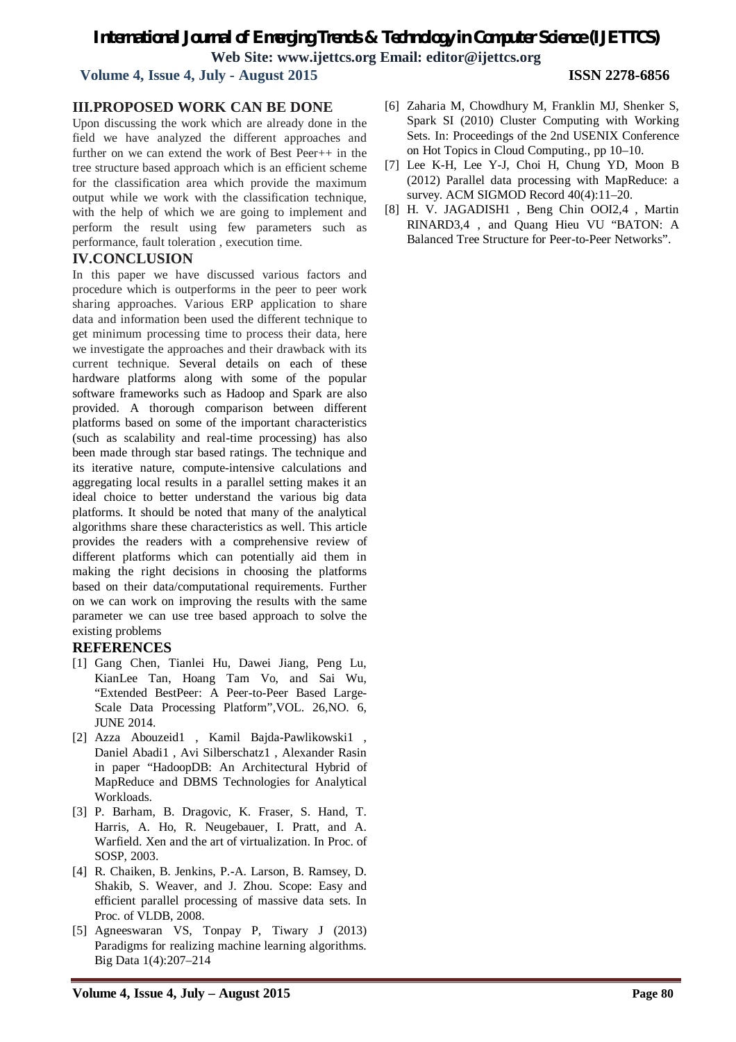## III.PROPOSED WORK CAN BE DONE

Upon discussing the work which are already done in the field we have analyzed the different approaches and further on we can extend the work of Best Peer++ in the tree structure based approach which is an efficient scheme for the classification area which provide the maximum output while we work with the classification technique, with the help of which we are going to implement and perform the result using few parameters such as performance, fault toleration , execution time.

## IV.CONCLUSION

In this paper we have discussed various factors and procedure which is outperforms in the peer to peer work sharing approaches. Various ERP application to share data and information been used the different technique to get minimum processing time to process their data, here we investigate the approaches and their drawback with its current technique. Several details on each of these hardware platforms along with some of the popular software frameworks such as Hadoop and Spark are also provided. A thorough comparison between different platforms based on some of the important characteristics (such as scalability and real-time processing) has also been made through star based ratings. The technique and its iterative nature, compute-intensive calculations and aggregating local results in a parallel setting makes it an ideal choice to better understand the various big data platforms. It should be noted that many of the analytical algorithms share these characteristics as well. This article provides the readers with a comprehensive review of different platforms which can potentially aid them in making the right decisions in choosing the platforms based on their data/computational requirements. Further on we can work on improving the results with the same parameter we can use tree based approach to solve the existing problems

## REFERENCES

[1] Gang Chen, Tianlei Hu, Dawei Jiang, Peng Lu, KianLee Tan, Hoang Tam Vo, and Sai Wu, "Extended BestPeer: A Peer-to-Peer Based Large-Scale Data Processing Platform",VOL. 26,NO. 6, JUNE 2014.

[2] Azza Abouzeid1 , Kamil Bajda-Pawlikowski1 , Daniel Abadi1 , Avi Silberschatz1 , Alexander Rasin in paper "HadoopDB: An Architectural Hybrid of MapReduce and DBMS Technologies for Analytical Workloads.

[3] P. Barham, B. Dragovic, K. Fraser, S. Hand, T. Harris, A. Ho, R. Neugebauer, I. Pratt, and A. Warfield. Xen and the art of virtualization. In Proc. of SOSP, 2003.

[4] R. Chaiken, B. Jenkins, P.-A. Larson, B. Ramsey, D. Shakib, S. Weaver, and J. Zhou. Scope: Easy and efficient parallel processing of massive data sets. In Proc. of VLDB, 2008.

[5] Agneeswaran VS, Tonpay P, Tiwary J (2013) Paradigms for realizing machine learning algorithms. Big Data 1(4):207–214

[6] Zaharia M, Chowdhury M, Franklin MJ, Shenker S, Spark SI (2010) Cluster Computing with Working Sets. In: Proceedings of the 2nd USENIX Conference on Hot Topics in Cloud Computing., pp 10–10.

[7] Lee K-H, Lee Y-J, Choi H, Chung YD, Moon B (2012) Parallel data processing with MapReduce: a survey. ACM SIGMOD Record 40(4):11–20.

[8] H. V. JAGADISH1 , Beng Chin OOI2,4 , Martin RINARD3,4 , and Quang Hieu VU "BATON: A Balanced Tree Structure for Peer-to-Peer Networks".